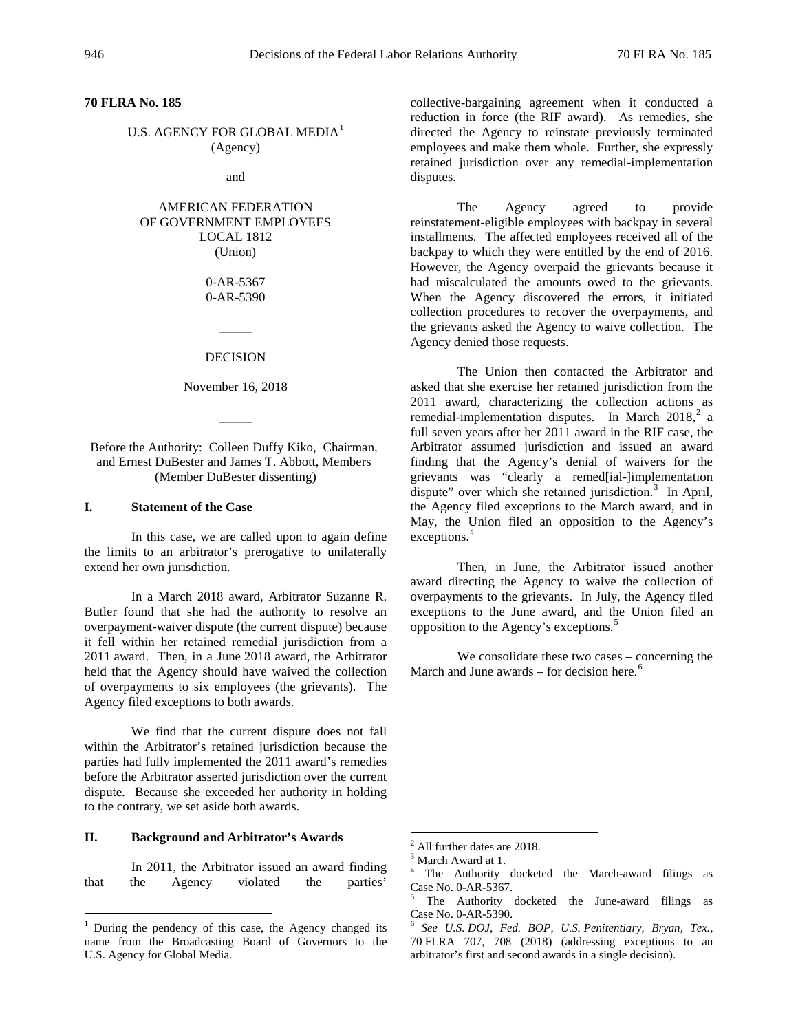**70 FLRA No. 185**

U.S. AGENCY FOR GLOBAL MEDIA[1]
(Agency)

and

AMERICAN FEDERATION
OF GOVERNMENT EMPLOYEES
LOCAL 1812
(Union)

0-AR-5367
0-AR-5390

_____

DECISION

November 16, 2018

_____

Before the Authority: Colleen Duffy Kiko, Chairman, and Ernest DuBester and James T. Abbott, Members (Member DuBester dissenting)

## I. Statement of the Case

In this case, we are called upon to again define the limits to an arbitrator's prerogative to unilaterally extend her own jurisdiction.

In a March 2018 award, Arbitrator Suzanne R. Butler found that she had the authority to resolve an overpayment-waiver dispute (the current dispute) because it fell within her retained remedial jurisdiction from a 2011 award. Then, in a June 2018 award, the Arbitrator held that the Agency should have waived the collection of overpayments to six employees (the grievants). The Agency filed exceptions to both awards.

We find that the current dispute does not fall within the Arbitrator's retained jurisdiction because the parties had fully implemented the 2011 award's remedies before the Arbitrator asserted jurisdiction over the current dispute. Because she exceeded her authority in holding to the contrary, we set aside both awards.

## II. Background and Arbitrator's Awards

In 2011, the Arbitrator issued an award finding that the Agency violated the parties' collective-bargaining agreement when it conducted a reduction in force (the RIF award). As remedies, she directed the Agency to reinstate previously terminated employees and make them whole. Further, she expressly retained jurisdiction over any remedial-implementation disputes.

The Agency agreed to provide reinstatement-eligible employees with backpay in several installments. The affected employees received all of the backpay to which they were entitled by the end of 2016. However, the Agency overpaid the grievants because it had miscalculated the amounts owed to the grievants. When the Agency discovered the errors, it initiated collection procedures to recover the overpayments, and the grievants asked the Agency to waive collection. The Agency denied those requests.

The Union then contacted the Arbitrator and asked that she exercise her retained jurisdiction from the 2011 award, characterizing the collection actions as remedial-implementation disputes. In March 2018,[2] a full seven years after her 2011 award in the RIF case, the Arbitrator assumed jurisdiction and issued an award finding that the Agency's denial of waivers for the grievants was "clearly a remed[ial-]implementation dispute" over which she retained jurisdiction.[3] In April, the Agency filed exceptions to the March award, and in May, the Union filed an opposition to the Agency's exceptions.[4]

Then, in June, the Arbitrator issued another award directing the Agency to waive the collection of overpayments to the grievants. In July, the Agency filed exceptions to the June award, and the Union filed an opposition to the Agency's exceptions.[5]

We consolidate these two cases – concerning the March and June awards – for decision here.[6]

---

[1] During the pendency of this case, the Agency changed its name from the Broadcasting Board of Governors to the U.S. Agency for Global Media.

[2] All further dates are 2018.

[3] March Award at 1.

[4] The Authority docketed the March-award filings as Case No. 0-AR-5367.

[5] The Authority docketed the June-award filings as Case No. 0-AR-5390.

[6] *See U.S. DOJ, Fed. BOP, U.S. Penitentiary, Bryan, Tex.*, 70 FLRA 707, 708 (2018) (addressing exceptions to an arbitrator's first and second awards in a single decision).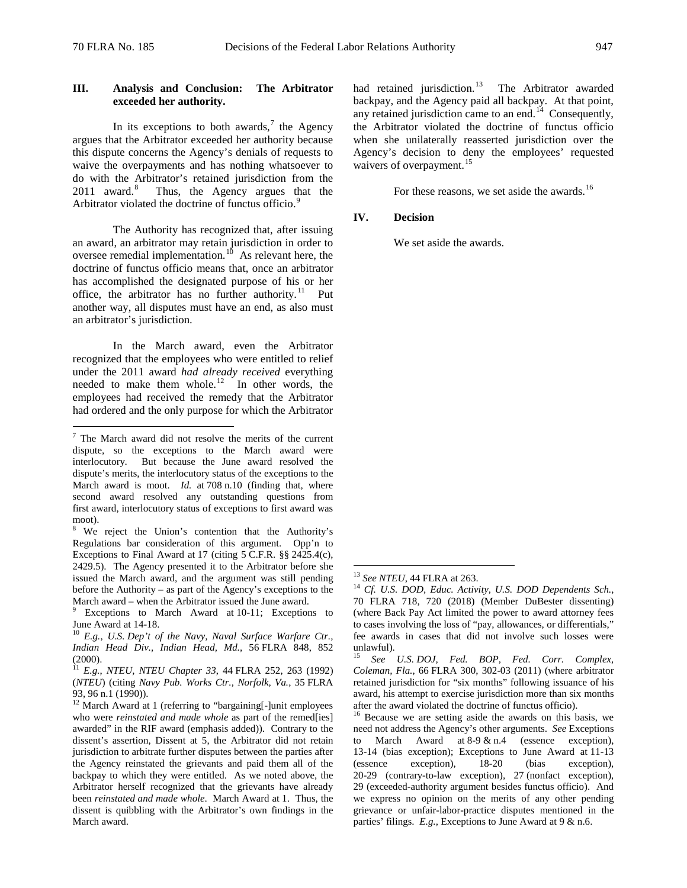## III. Analysis and Conclusion: The Arbitrator exceeded her authority.

In its exceptions to both awards,[7] the Agency argues that the Arbitrator exceeded her authority because this dispute concerns the Agency's denials of requests to waive the overpayments and has nothing whatsoever to do with the Arbitrator's retained jurisdiction from the 2011 award.[8] Thus, the Agency argues that the Arbitrator violated the doctrine of functus officio.[9]

The Authority has recognized that, after issuing an award, an arbitrator may retain jurisdiction in order to oversee remedial implementation.[10] As relevant here, the doctrine of functus officio means that, once an arbitrator has accomplished the designated purpose of his or her office, the arbitrator has no further authority.[11] Put another way, all disputes must have an end, as also must an arbitrator's jurisdiction.

In the March award, even the Arbitrator recognized that the employees who were entitled to relief under the 2011 award *had already received* everything needed to make them whole.[12] In other words, the employees had received the remedy that the Arbitrator had ordered and the only purpose for which the Arbitrator had retained jurisdiction.[13] The Arbitrator awarded backpay, and the Agency paid all backpay. At that point, any retained jurisdiction came to an end.[14] Consequently, the Arbitrator violated the doctrine of functus officio when she unilaterally reasserted jurisdiction over the Agency's decision to deny the employees' requested waivers of overpayment.[15]

For these reasons, we set aside the awards.[16]

## IV. Decision

We set aside the awards.

---

[7] The March award did not resolve the merits of the current dispute, so the exceptions to the March award were interlocutory. But because the June award resolved the dispute's merits, the interlocutory status of the exceptions to the March award is moot. *Id.* at 708 n.10 (finding that, where second award resolved any outstanding questions from first award, interlocutory status of exceptions to first award was moot).

[8] We reject the Union's contention that the Authority's Regulations bar consideration of this argument. Opp'n to Exceptions to Final Award at 17 (citing 5 C.F.R. §§ 2425.4(c), 2429.5). The Agency presented it to the Arbitrator before she issued the March award, and the argument was still pending before the Authority – as part of the Agency's exceptions to the March award – when the Arbitrator issued the June award.

[9] Exceptions to March Award at 10-11; Exceptions to June Award at 14-18.

[10] *E.g.*, *U.S. Dep't of the Navy, Naval Surface Warfare Ctr., Indian Head Div., Indian Head, Md.*, 56 FLRA 848, 852 (2000).

[11] *E.g.*, *NTEU, NTEU Chapter 33*, 44 FLRA 252, 263 (1992) (*NTEU*) (citing *Navy Pub. Works Ctr., Norfolk, Va.*, 35 FLRA 93, 96 n.1 (1990)).

[12] March Award at 1 (referring to "bargaining[-]unit employees who were *reinstated and made whole* as part of the remed[ies] awarded" in the RIF award (emphasis added)). Contrary to the dissent's assertion, Dissent at 5, the Arbitrator did not retain jurisdiction to arbitrate further disputes between the parties after the Agency reinstated the grievants and paid them all of the backpay to which they were entitled. As we noted above, the Arbitrator herself recognized that the grievants have already been *reinstated and made whole*. March Award at 1. Thus, the dissent is quibbling with the Arbitrator's own findings in the March award.

[13] *See NTEU*, 44 FLRA at 263.

[14] *Cf. U.S. DOD, Educ. Activity, U.S. DOD Dependents Sch.*, 70 FLRA 718, 720 (2018) (Member DuBester dissenting) (where Back Pay Act limited the power to award attorney fees to cases involving the loss of "pay, allowances, or differentials," fee awards in cases that did not involve such losses were unlawful).

[15] *See U.S. DOJ, Fed. BOP, Fed. Corr. Complex, Coleman, Fla.*, 66 FLRA 300, 302-03 (2011) (where arbitrator retained jurisdiction for "six months" following issuance of his award, his attempt to exercise jurisdiction more than six months after the award violated the doctrine of functus officio).

[16] Because we are setting aside the awards on this basis, we need not address the Agency's other arguments. *See* Exceptions to March Award at 8-9 & n.4 (essence exception), 13-14 (bias exception); Exceptions to June Award at 11-13 (essence exception), 18-20 (bias exception), 20-29 (contrary-to-law exception), 27 (nonfact exception), 29 (exceeded-authority argument besides functus officio). And we express no opinion on the merits of any other pending grievance or unfair-labor-practice disputes mentioned in the parties' filings. *E.g.*, Exceptions to June Award at 9 & n.6.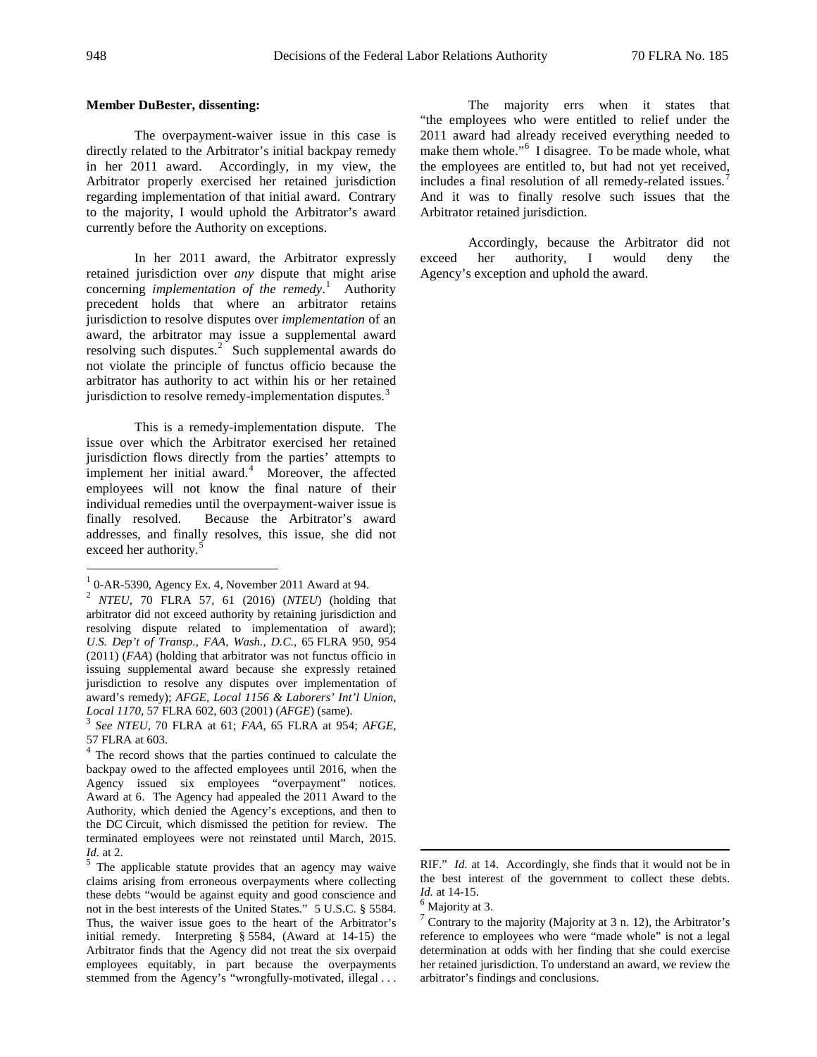**Member DuBester, dissenting:**

The overpayment-waiver issue in this case is directly related to the Arbitrator's initial backpay remedy in her 2011 award. Accordingly, in my view, the Arbitrator properly exercised her retained jurisdiction regarding implementation of that initial award. Contrary to the majority, I would uphold the Arbitrator's award currently before the Authority on exceptions.

In her 2011 award, the Arbitrator expressly retained jurisdiction over *any* dispute that might arise concerning *implementation of the remedy*.[1] Authority precedent holds that where an arbitrator retains jurisdiction to resolve disputes over *implementation* of an award, the arbitrator may issue a supplemental award resolving such disputes.[2] Such supplemental awards do not violate the principle of functus officio because the arbitrator has authority to act within his or her retained jurisdiction to resolve remedy-implementation disputes.[3]

This is a remedy-implementation dispute. The issue over which the Arbitrator exercised her retained jurisdiction flows directly from the parties' attempts to implement her initial award.[4] Moreover, the affected employees will not know the final nature of their individual remedies until the overpayment-waiver issue is finally resolved. Because the Arbitrator's award addresses, and finally resolves, this issue, she did not exceed her authority.[5]

The majority errs when it states that "the employees who were entitled to relief under the 2011 award had already received everything needed to make them whole."[6] I disagree. To be made whole, what the employees are entitled to, but had not yet received, includes a final resolution of all remedy-related issues.[7] And it was to finally resolve such issues that the Arbitrator retained jurisdiction.

Accordingly, because the Arbitrator did not exceed her authority, I would deny the Agency's exception and uphold the award.

---

[1] 0-AR-5390, Agency Ex. 4, November 2011 Award at 94.

[2] *NTEU*, 70 FLRA 57, 61 (2016) (*NTEU*) (holding that arbitrator did not exceed authority by retaining jurisdiction and resolving dispute related to implementation of award); *U.S. Dep't of Transp., FAA, Wash., D.C.*, 65 FLRA 950, 954 (2011) (*FAA*) (holding that arbitrator was not functus officio in issuing supplemental award because she expressly retained jurisdiction to resolve any disputes over implementation of award's remedy); *AFGE, Local 1156 & Laborers' Int'l Union, Local 1170*, 57 FLRA 602, 603 (2001) (*AFGE*) (same).

[3] *See NTEU*, 70 FLRA at 61; *FAA*, 65 FLRA at 954; *AFGE*, 57 FLRA at 603.

[4] The record shows that the parties continued to calculate the backpay owed to the affected employees until 2016, when the Agency issued six employees "overpayment" notices. Award at 6. The Agency had appealed the 2011 Award to the Authority, which denied the Agency's exceptions, and then to the DC Circuit, which dismissed the petition for review. The terminated employees were not reinstated until March, 2015. *Id.* at 2.

[5] The applicable statute provides that an agency may waive claims arising from erroneous overpayments where collecting these debts "would be against equity and good conscience and not in the best interests of the United States." 5 U.S.C. § 5584. Thus, the waiver issue goes to the heart of the Arbitrator's initial remedy. Interpreting § 5584, (Award at 14-15) the Arbitrator finds that the Agency did not treat the six overpaid employees equitably, in part because the overpayments stemmed from the Agency's "wrongfully-motivated, illegal . . . RIF." *Id.* at 14. Accordingly, she finds that it would not be in the best interest of the government to collect these debts. *Id.* at 14-15.

[6] Majority at 3.

[7] Contrary to the majority (Majority at 3 n. 12), the Arbitrator's reference to employees who were "made whole" is not a legal determination at odds with her finding that she could exercise her retained jurisdiction. To understand an award, we review the arbitrator's findings and conclusions.